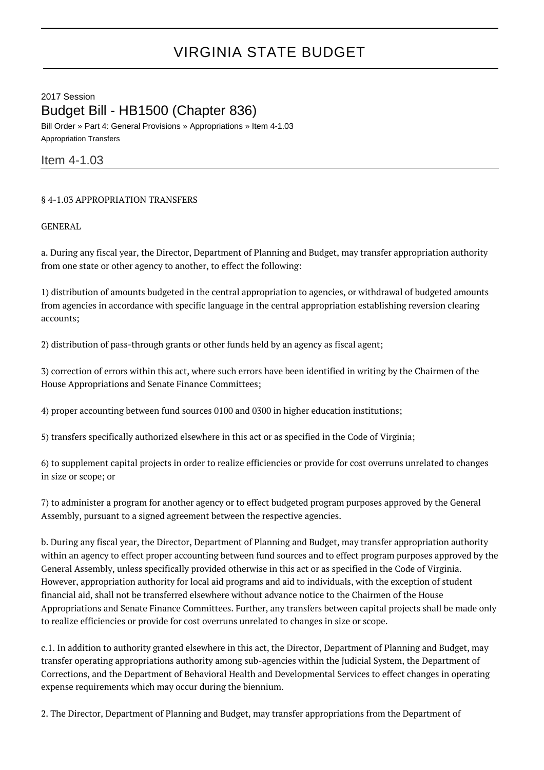# VIRGINIA STATE BUDGET

2017 Session

## Budget Bill - HB1500 (Chapter 836)

Bill Order » Part 4: General Provisions » Appropriations » Item 4-1.03

Appropriation Transfers

### Item 4-1.03

§ 4-1.03 APPROPRIATION TRANSFERS

GENERAL

a. During any fiscal year, the Director, Department of Planning and Budget, may transfer appropriation authority from one state or other agency to another, to effect the following:

1) distribution of amounts budgeted in the central appropriation to agencies, or withdrawal of budgeted amounts from agencies in accordance with specific language in the central appropriation establishing reversion clearing accounts;

2) distribution of pass-through grants or other funds held by an agency as fiscal agent;

3) correction of errors within this act, where such errors have been identified in writing by the Chairmen of the House Appropriations and Senate Finance Committees;

4) proper accounting between fund sources 0100 and 0300 in higher education institutions;

5) transfers specifically authorized elsewhere in this act or as specified in the Code of Virginia;

6) to supplement capital projects in order to realize efficiencies or provide for cost overruns unrelated to changes in size or scope; or

7) to administer a program for another agency or to effect budgeted program purposes approved by the General Assembly, pursuant to a signed agreement between the respective agencies.

b. During any fiscal year, the Director, Department of Planning and Budget, may transfer appropriation authority within an agency to effect proper accounting between fund sources and to effect program purposes approved by the General Assembly, unless specifically provided otherwise in this act or as specified in the Code of Virginia. However, appropriation authority for local aid programs and aid to individuals, with the exception of student financial aid, shall not be transferred elsewhere without advance notice to the Chairmen of the House Appropriations and Senate Finance Committees. Further, any transfers between capital projects shall be made only to realize efficiencies or provide for cost overruns unrelated to changes in size or scope.

c.1. In addition to authority granted elsewhere in this act, the Director, Department of Planning and Budget, may transfer operating appropriations authority among sub-agencies within the Judicial System, the Department of Corrections, and the Department of Behavioral Health and Developmental Services to effect changes in operating expense requirements which may occur during the biennium.

2. The Director, Department of Planning and Budget, may transfer appropriations from the Department of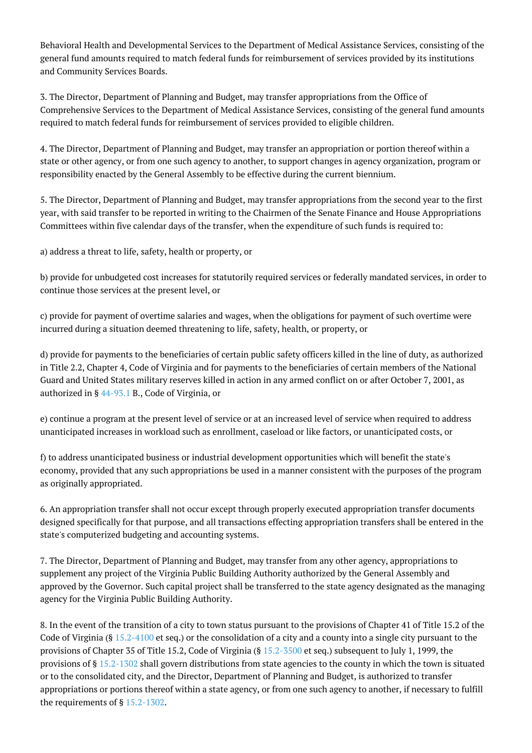Behavioral Health and Developmental Services to the Department of Medical Assistance Services, consisting of the general fund amounts required to match federal funds for reimbursement of services provided by its institutions and Community Services Boards.

3. The Director, Department of Planning and Budget, may transfer appropriations from the Office of Comprehensive Services to the Department of Medical Assistance Services, consisting of the general fund amounts required to match federal funds for reimbursement of services provided to eligible children.

4. The Director, Department of Planning and Budget, may transfer an appropriation or portion thereof within a state or other agency, or from one such agency to another, to support changes in agency organization, program or responsibility enacted by the General Assembly to be effective during the current biennium.

5. The Director, Department of Planning and Budget, may transfer appropriations from the second year to the first year, with said transfer to be reported in writing to the Chairmen of the Senate Finance and House Appropriations Committees within five calendar days of the transfer, when the expenditure of such funds is required to:

a) address a threat to life, safety, health or property, or

b) provide for unbudgeted cost increases for statutorily required services or federally mandated services, in order to continue those services at the present level, or

c) provide for payment of overtime salaries and wages, when the obligations for payment of such overtime were incurred during a situation deemed threatening to life, safety, health, or property, or

d) provide for payments to the beneficiaries of certain public safety officers killed in the line of duty, as authorized in Title 2.2, Chapter 4, Code of Virginia and for payments to the beneficiaries of certain members of the National Guard and United States military reserves killed in action in any armed conflict on or after October 7, 2001, as authorized in § 44-93.1 B., Code of Virginia, or

e) continue a program at the present level of service or at an increased level of service when required to address unanticipated increases in workload such as enrollment, caseload or like factors, or unanticipated costs, or

f) to address unanticipated business or industrial development opportunities which will benefit the state's economy, provided that any such appropriations be used in a manner consistent with the purposes of the program as originally appropriated.

6. An appropriation transfer shall not occur except through properly executed appropriation transfer documents designed specifically for that purpose, and all transactions effecting appropriation transfers shall be entered in the state's computerized budgeting and accounting systems.

7. The Director, Department of Planning and Budget, may transfer from any other agency, appropriations to supplement any project of the Virginia Public Building Authority authorized by the General Assembly and approved by the Governor. Such capital project shall be transferred to the state agency designated as the managing agency for the Virginia Public Building Authority.

8. In the event of the transition of a city to town status pursuant to the provisions of Chapter 41 of Title 15.2 of the Code of Virginia (§ 15.2-4100 et seq.) or the consolidation of a city and a county into a single city pursuant to the provisions of Chapter 35 of Title 15.2, Code of Virginia (§ 15.2-3500 et seq.) subsequent to July 1, 1999, the provisions of § 15.2-1302 shall govern distributions from state agencies to the county in which the town is situated or to the consolidated city, and the Director, Department of Planning and Budget, is authorized to transfer appropriations or portions thereof within a state agency, or from one such agency to another, if necessary to fulfill the requirements of § 15.2-1302.